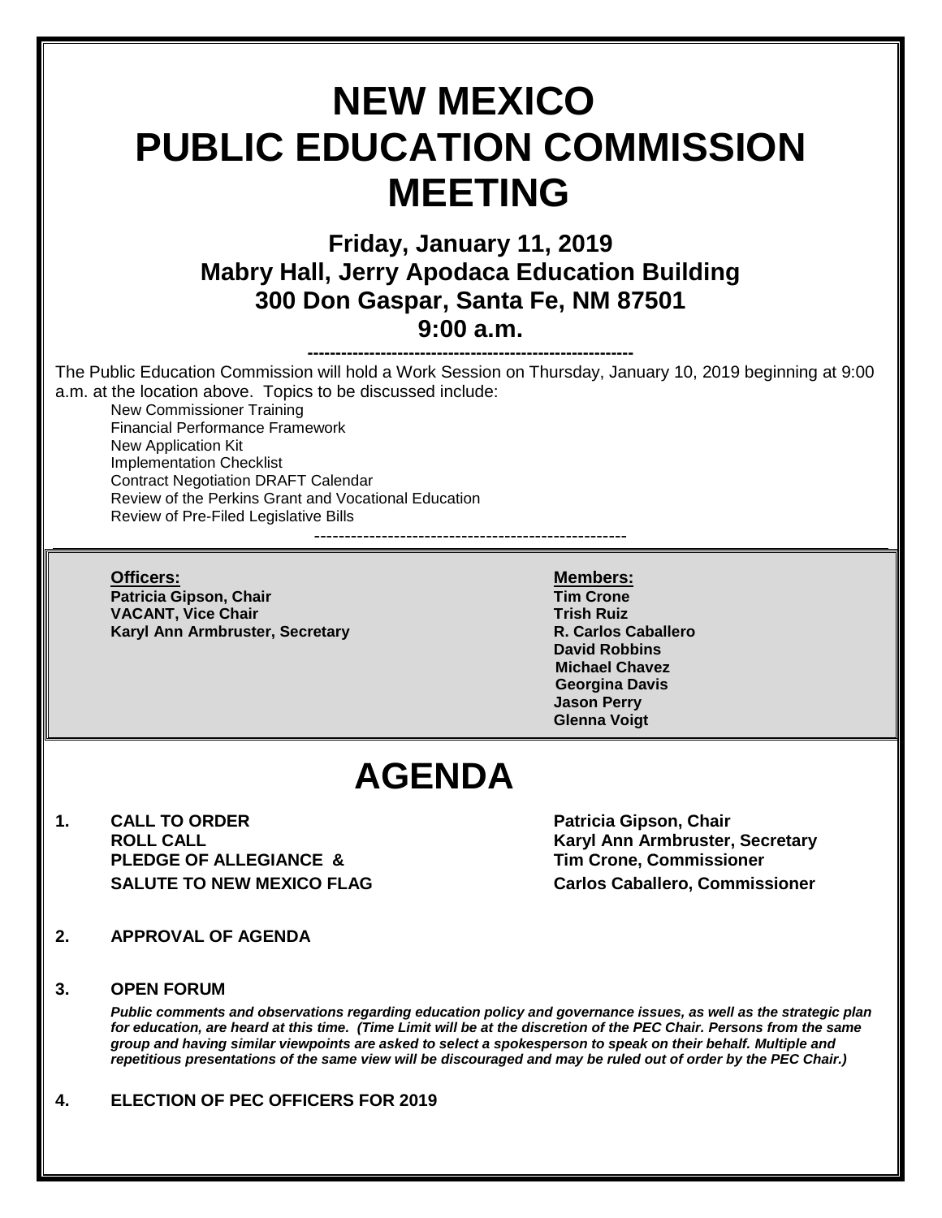# NEW MEXICO PUBLIC EDUCATION COMMISSION MEETING

## Friday, January 11, 2019
## Mabry Hall, Jerry Apodaca Education Building
## 300 Don Gaspar, Santa Fe, NM 87501
## 9:00 a.m.

---

The Public Education Commission will hold a Work Session on Thursday, January 10, 2019 beginning at 9:00 a.m. at the location above. Topics to be discussed include:

- New Commissioner Training
- Financial Performance Framework
- New Application Kit
- Implementation Checklist
- Contract Negotiation DRAFT Calendar
- Review of the Perkins Grant and Vocational Education
- Review of Pre-Filed Legislative Bills

---

**Officers:**

**Patricia Gipson, Chair**
**VACANT, Vice Chair**
**Karyl Ann Armbruster, Secretary**

**Members:**

**Tim Crone**
**Trish Ruiz**
**R. Carlos Caballero**
**David Robbins**
**Michael Chavez**
**Georgina Davis**
**Jason Perry**
**Glenna Voigt**

# AGENDA

**1. CALL TO ORDER** — **Patricia Gipson, Chair**
**ROLL CALL** — **Karyl Ann Armbruster, Secretary**
**PLEDGE OF ALLEGIANCE &** — **Tim Crone, Commissioner**
**SALUTE TO NEW MEXICO FLAG** — **Carlos Caballero, Commissioner**

**2. APPROVAL OF AGENDA**

**3. OPEN FORUM**

***Public comments and observations regarding education policy and governance issues, as well as the strategic plan for education, are heard at this time. (Time Limit will be at the discretion of the PEC Chair. Persons from the same group and having similar viewpoints are asked to select a spokesperson to speak on their behalf. Multiple and repetitious presentations of the same view will be discouraged and may be ruled out of order by the PEC Chair.)***

**4. ELECTION OF PEC OFFICERS FOR 2019**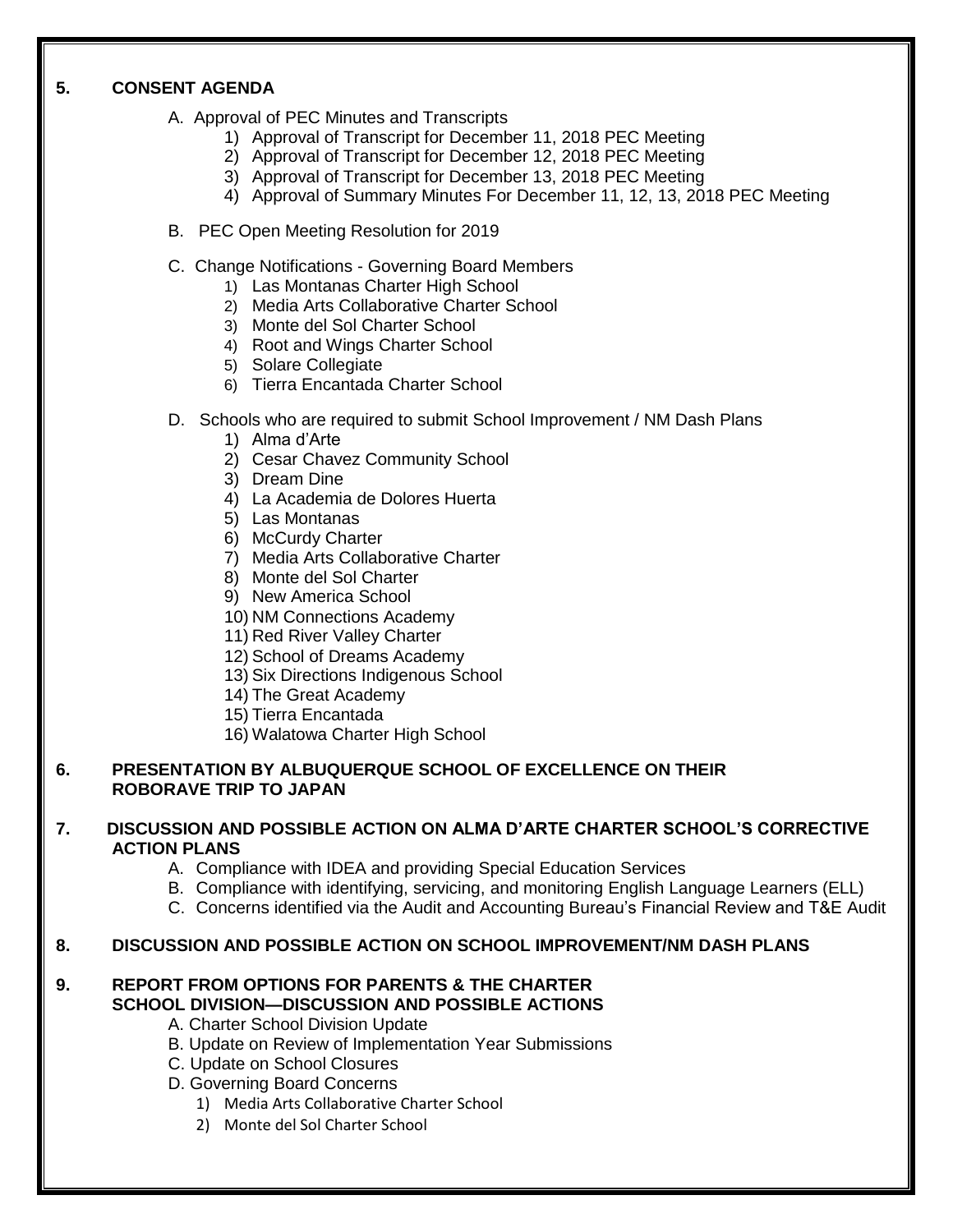## 5. CONSENT AGENDA

A. Approval of PEC Minutes and Transcripts
   1) Approval of Transcript for December 11, 2018 PEC Meeting
   2) Approval of Transcript for December 12, 2018 PEC Meeting
   3) Approval of Transcript for December 13, 2018 PEC Meeting
   4) Approval of Summary Minutes For December 11, 12, 13, 2018 PEC Meeting

B. PEC Open Meeting Resolution for 2019

C. Change Notifications - Governing Board Members
   1) Las Montanas Charter High School
   2) Media Arts Collaborative Charter School
   3) Monte del Sol Charter School
   4) Root and Wings Charter School
   5) Solare Collegiate
   6) Tierra Encantada Charter School

D. Schools who are required to submit School Improvement / NM Dash Plans
   1) Alma d'Arte
   2) Cesar Chavez Community School
   3) Dream Dine
   4) La Academia de Dolores Huerta
   5) Las Montanas
   6) McCurdy Charter
   7) Media Arts Collaborative Charter
   8) Monte del Sol Charter
   9) New America School
   10) NM Connections Academy
   11) Red River Valley Charter
   12) School of Dreams Academy
   13) Six Directions Indigenous School
   14) The Great Academy
   15) Tierra Encantada
   16) Walatowa Charter High School

## 6. PRESENTATION BY ALBUQUERQUE SCHOOL OF EXCELLENCE ON THEIR ROBORAVE TRIP TO JAPAN

## 7. DISCUSSION AND POSSIBLE ACTION ON ALMA D'ARTE CHARTER SCHOOL'S CORRECTIVE ACTION PLANS

A. Compliance with IDEA and providing Special Education Services
B. Compliance with identifying, servicing, and monitoring English Language Learners (ELL)
C. Concerns identified via the Audit and Accounting Bureau's Financial Review and T&E Audit

## 8. DISCUSSION AND POSSIBLE ACTION ON SCHOOL IMPROVEMENT/NM DASH PLANS

## 9. REPORT FROM OPTIONS FOR PARENTS & THE CHARTER SCHOOL DIVISION—DISCUSSION AND POSSIBLE ACTIONS

A. Charter School Division Update
B. Update on Review of Implementation Year Submissions
C. Update on School Closures
D. Governing Board Concerns
   1) Media Arts Collaborative Charter School
   2) Monte del Sol Charter School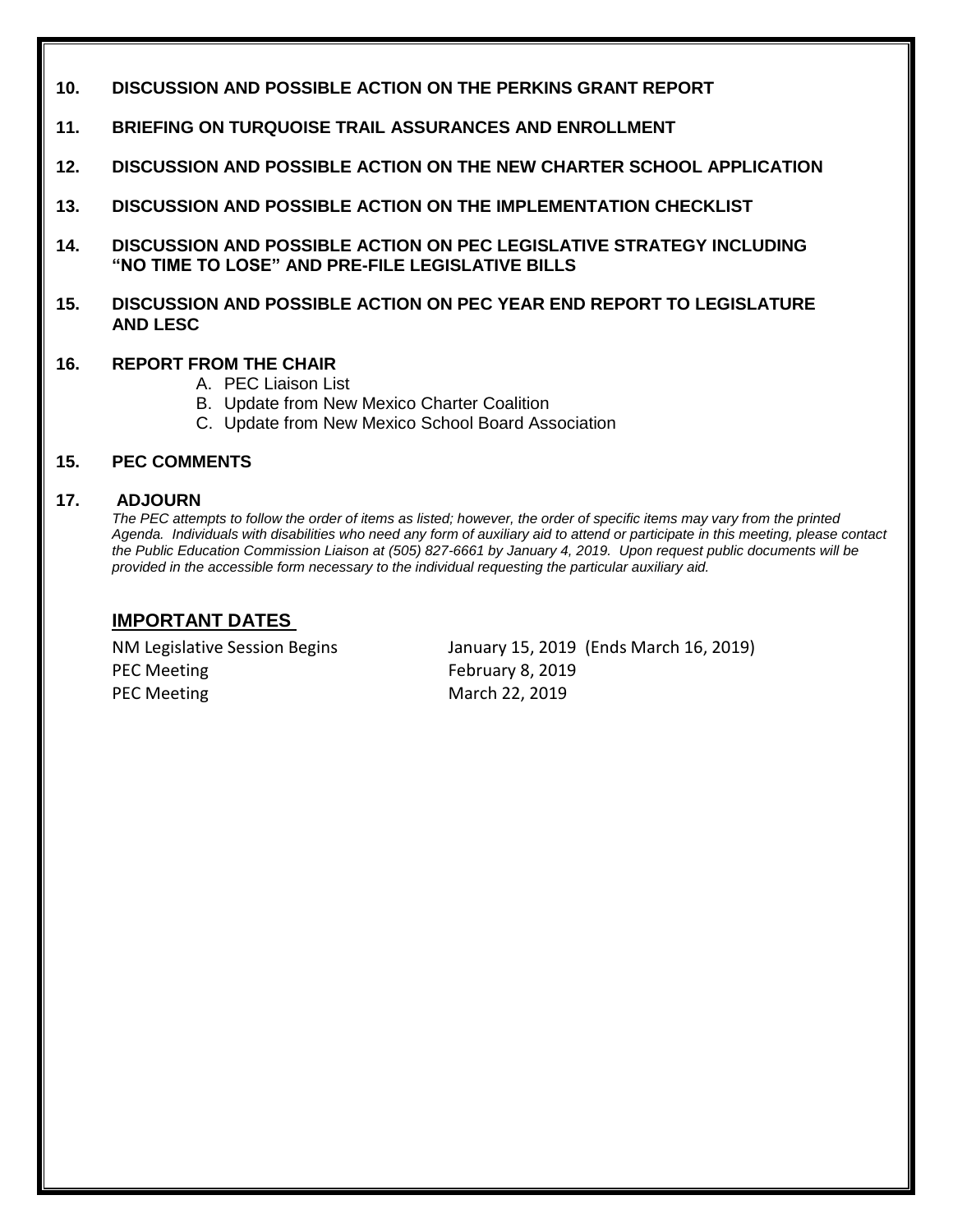**10. DISCUSSION AND POSSIBLE ACTION ON THE PERKINS GRANT REPORT**

**11. BRIEFING ON TURQUOISE TRAIL ASSURANCES AND ENROLLMENT**

**12. DISCUSSION AND POSSIBLE ACTION ON THE NEW CHARTER SCHOOL APPLICATION**

**13. DISCUSSION AND POSSIBLE ACTION ON THE IMPLEMENTATION CHECKLIST**

**14. DISCUSSION AND POSSIBLE ACTION ON PEC LEGISLATIVE STRATEGY INCLUDING "NO TIME TO LOSE" AND PRE-FILE LEGISLATIVE BILLS**

**15. DISCUSSION AND POSSIBLE ACTION ON PEC YEAR END REPORT TO LEGISLATURE AND LESC**

**16. REPORT FROM THE CHAIR**

A. PEC Liaison List
B. Update from New Mexico Charter Coalition
C. Update from New Mexico School Board Association

**15. PEC COMMENTS**

**17. ADJOURN**

*The PEC attempts to follow the order of items as listed; however, the order of specific items may vary from the printed Agenda. Individuals with disabilities who need any form of auxiliary aid to attend or participate in this meeting, please contact the Public Education Commission Liaison at (505) 827-6661 by January 4, 2019. Upon request public documents will be provided in the accessible form necessary to the individual requesting the particular auxiliary aid.*

## IMPORTANT DATES

| | |
|---|---|
| NM Legislative Session Begins | January 15, 2019 (Ends March 16, 2019) |
| PEC Meeting | February 8, 2019 |
| PEC Meeting | March 22, 2019 |